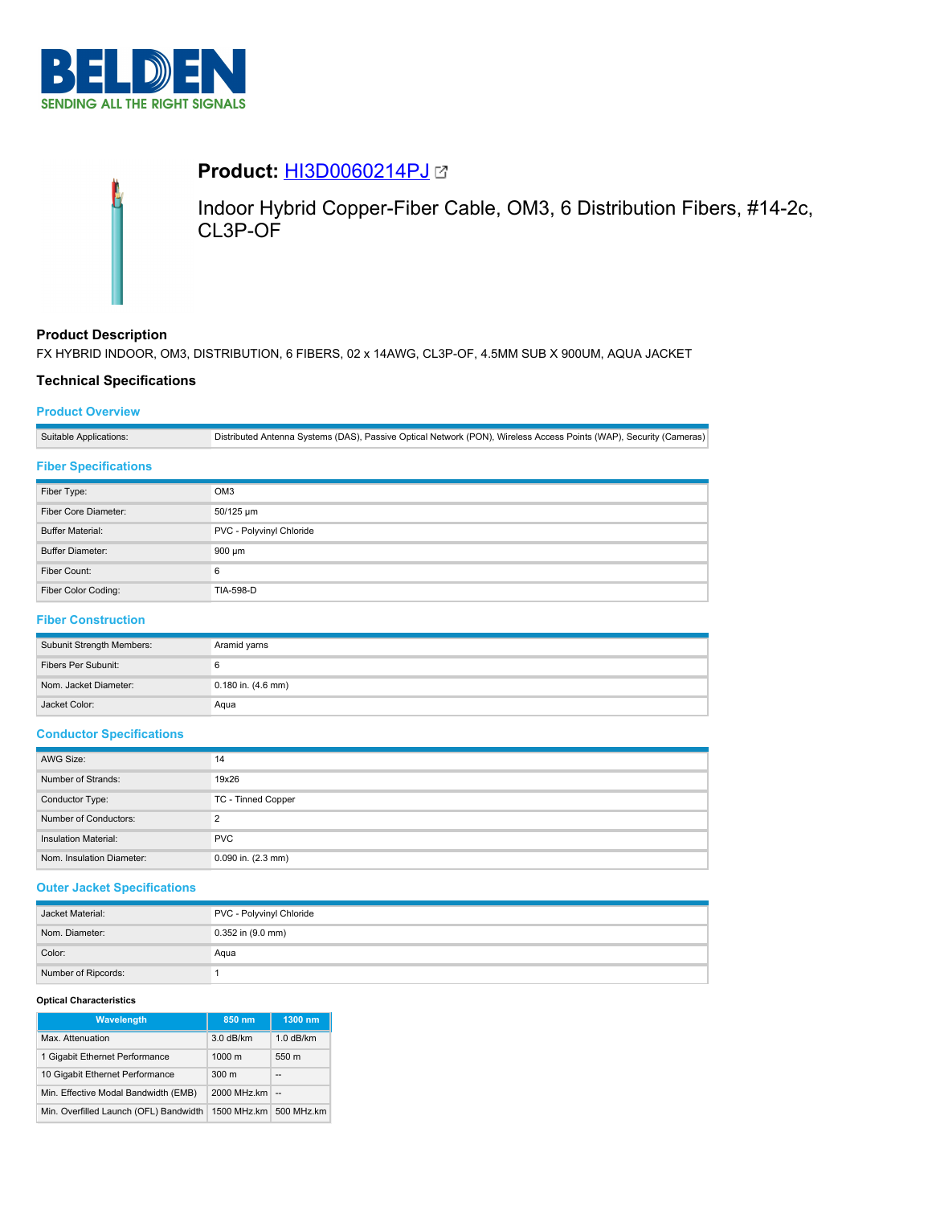## Product: HI3D0060214PJ

Indoor Hybrid Copper-Fiber Cable, OM3, 6 Distribution Fibers, #14-2c, CL3P-OF

### Product Description

FX HYBRID INDOOR, OM3, DISTRIBUTION, 6 FIBERS, 02 x 14AWG, CL3P-OF, 4.5MM SUB X 900UM, AQUA JACKET

### Technical Specifications

#### Product Overview

| | |
|---|---|
| Suitable Applications: | Distributed Antenna Systems (DAS), Passive Optical Network (PON), Wireless Access Points (WAP), Security (Cameras) |

#### Fiber Specifications

| | |
|---|---|
| Fiber Type: | OM3 |
| Fiber Core Diameter: | 50/125 µm |
| Buffer Material: | PVC - Polyvinyl Chloride |
| Buffer Diameter: | 900 µm |
| Fiber Count: | 6 |
| Fiber Color Coding: | TIA-598-D |

#### Fiber Construction

| | |
|---|---|
| Subunit Strength Members: | Aramid yarns |
| Fibers Per Subunit: | 6 |
| Nom. Jacket Diameter: | 0.180 in. (4.6 mm) |
| Jacket Color: | Aqua |

#### Conductor Specifications

| | |
|---|---|
| AWG Size: | 14 |
| Number of Strands: | 19x26 |
| Conductor Type: | TC - Tinned Copper |
| Number of Conductors: | 2 |
| Insulation Material: | PVC |
| Nom. Insulation Diameter: | 0.090 in. (2.3 mm) |

#### Outer Jacket Specifications

| | |
|---|---|
| Jacket Material: | PVC - Polyvinyl Chloride |
| Nom. Diameter: | 0.352 in (9.0 mm) |
| Color: | Aqua |
| Number of Ripcords: | 1 |

**Optical Characteristics**

| Wavelength | 850 nm | 1300 nm |
|---|---|---|
| Max. Attenuation | 3.0 dB/km | 1.0 dB/km |
| 1 Gigabit Ethernet Performance | 1000 m | 550 m |
| 10 Gigabit Ethernet Performance | 300 m | -- |
| Min. Effective Modal Bandwidth (EMB) | 2000 MHz.km | -- |
| Min. Overfilled Launch (OFL) Bandwidth | 1500 MHz.km | 500 MHz.km |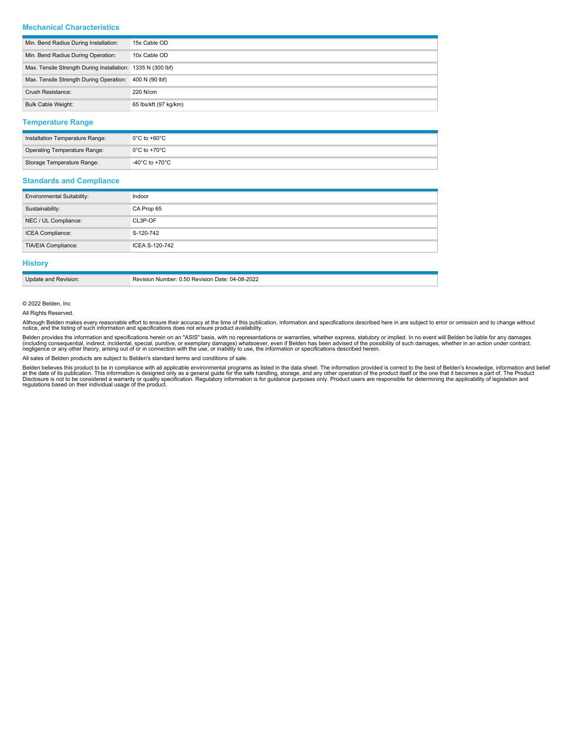## Mechanical Characteristics

| | |
|---|---|
| Min. Bend Radius During Installation: | 15x Cable OD |
| Min. Bend Radius During Operation: | 10x Cable OD |
| Max. Tensile Strength During Installation: | 1335 N (300 lbf) |
| Max. Tensile Strength During Operation: | 400 N (90 lbf) |
| Crush Resistance: | 220 N/cm |
| Bulk Cable Weight: | 65 lbs/kft (97 kg/km) |

## Temperature Range

| | |
|---|---|
| Installation Temperature Range: | 0°C to +60°C |
| Operating Temperature Range: | 0°C to +70°C |
| Storage Temperature Range: | -40°C to +70°C |

## Standards and Compliance

| | |
|---|---|
| Environmental Suitability: | Indoor |
| Sustainability: | CA Prop 65 |
| NEC / UL Compliance: | CL3P-OF |
| ICEA Compliance: | S-120-742 |
| TIA/EIA Compliance: | ICEA S-120-742 |

## History

| | |
|---|---|
| Update and Revision: | Revision Number: 0.50 Revision Date: 04-08-2022 |

© 2022 Belden, Inc

All Rights Reserved.

Although Belden makes every reasonable effort to ensure their accuracy at the time of this publication, information and specifications described here in are subject to error or omission and to change without notice, and the listing of such information and specifications does not ensure product availability.

Belden provides the information and specifications herein on an "ASIS" basis, with no representations or warranties, whether express, statutory or implied. In no event will Belden be liable for any damages (including consequential, indirect, incidental, special, punitive, or exemplary damages) whatsoever, even if Belden has been advised of the possibility of such damages, whether in an action under contract, negligence or any other theory, arising out of or in connection with the use, or inability to use, the information or specifications described herein.

All sales of Belden products are subject to Belden's standard terms and conditions of sale.

Belden believes this product to be in compliance with all applicable environmental programs as listed in the data sheet. The information provided is correct to the best of Belden's knowledge, information and belief at the date of its publication. This information is designed only as a general guide for the safe handling, storage, and any other operation of the product itself or the one that it becomes a part of. The Product Disclosure is not to be considered a warranty or quality specification. Regulatory information is for guidance purposes only. Product users are responsible for determining the applicability of legislation and regulations based on their individual usage of the product.